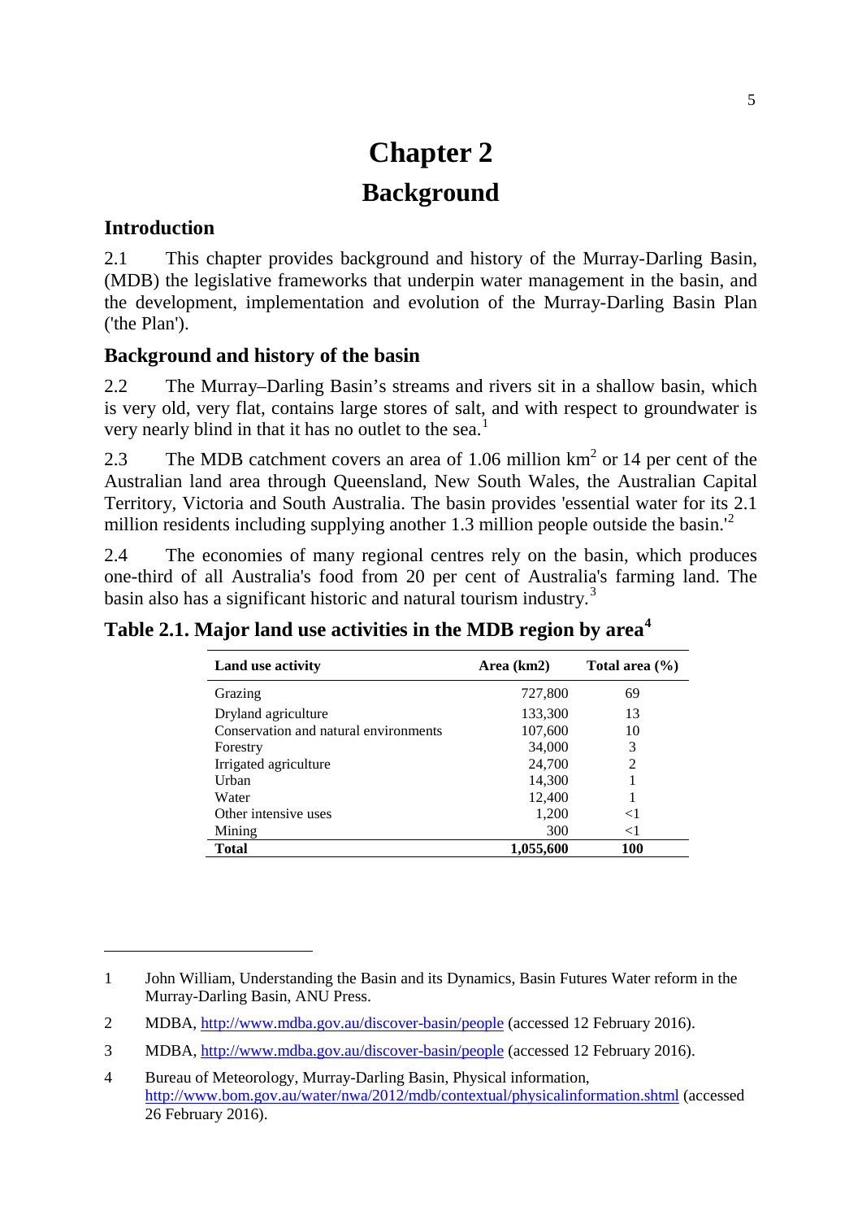# Chapter 2

# Background

## Introduction

2.1 This chapter provides background and history of the Murray-Darling Basin, (MDB) the legislative frameworks that underpin water management in the basin, and the development, implementation and evolution of the Murray-Darling Basin Plan ('the Plan').

## Background and history of the basin

2.2 The Murray–Darling Basin's streams and rivers sit in a shallow basin, which is very old, very flat, contains large stores of salt, and with respect to groundwater is very nearly blind in that it has no outlet to the sea.[1]

2.3 The MDB catchment covers an area of 1.06 million $km^2$ or 14 per cent of the Australian land area through Queensland, New South Wales, the Australian Capital Territory, Victoria and South Australia. The basin provides 'essential water for its 2.1 million residents including supplying another 1.3 million people outside the basin.'[2]

2.4 The economies of many regional centres rely on the basin, which produces one-third of all Australia's food from 20 per cent of Australia's farming land. The basin also has a significant historic and natural tourism industry.[3]

### Table 2.1. Major land use activities in the MDB region by area[4]

| Land use activity | Area (km2) | Total area (%) |
|---|---|---|
| Grazing | 727,800 | 69 |
| Dryland agriculture | 133,300 | 13 |
| Conservation and natural environments | 107,600 | 10 |
| Forestry | 34,000 | 3 |
| Irrigated agriculture | 24,700 | 2 |
| Urban | 14,300 | 1 |
| Water | 12,400 | 1 |
| Other intensive uses | 1,200 | <1 |
| Mining | 300 | <1 |
| **Total** | **1,055,600** | **100** |

---

1 John William, Understanding the Basin and its Dynamics, Basin Futures Water reform in the Murray-Darling Basin, ANU Press.

2 MDBA, http://www.mdba.gov.au/discover-basin/people (accessed 12 February 2016).

3 MDBA, http://www.mdba.gov.au/discover-basin/people (accessed 12 February 2016).

4 Bureau of Meteorology, Murray-Darling Basin, Physical information, http://www.bom.gov.au/water/nwa/2012/mdb/contextual/physicalinformation.shtml (accessed 26 February 2016).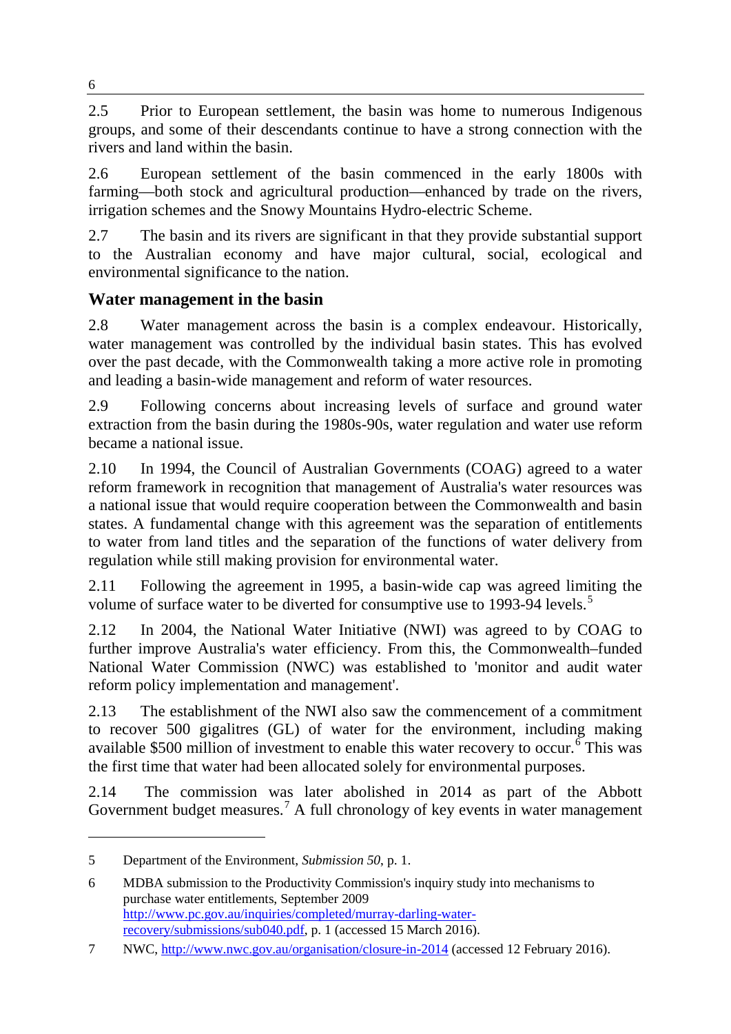2.5 Prior to European settlement, the basin was home to numerous Indigenous groups, and some of their descendants continue to have a strong connection with the rivers and land within the basin.

2.6 European settlement of the basin commenced in the early 1800s with farming—both stock and agricultural production—enhanced by trade on the rivers, irrigation schemes and the Snowy Mountains Hydro-electric Scheme.

2.7 The basin and its rivers are significant in that they provide substantial support to the Australian economy and have major cultural, social, ecological and environmental significance to the nation.

## Water management in the basin

2.8 Water management across the basin is a complex endeavour. Historically, water management was controlled by the individual basin states. This has evolved over the past decade, with the Commonwealth taking a more active role in promoting and leading a basin-wide management and reform of water resources.

2.9 Following concerns about increasing levels of surface and ground water extraction from the basin during the 1980s-90s, water regulation and water use reform became a national issue.

2.10 In 1994, the Council of Australian Governments (COAG) agreed to a water reform framework in recognition that management of Australia's water resources was a national issue that would require cooperation between the Commonwealth and basin states. A fundamental change with this agreement was the separation of entitlements to water from land titles and the separation of the functions of water delivery from regulation while still making provision for environmental water.

2.11 Following the agreement in 1995, a basin-wide cap was agreed limiting the volume of surface water to be diverted for consumptive use to 1993-94 levels.[5]

2.12 In 2004, the National Water Initiative (NWI) was agreed to by COAG to further improve Australia's water efficiency. From this, the Commonwealth–funded National Water Commission (NWC) was established to 'monitor and audit water reform policy implementation and management'.

2.13 The establishment of the NWI also saw the commencement of a commitment to recover 500 gigalitres (GL) of water for the environment, including making available $500 million of investment to enable this water recovery to occur.[6] This was the first time that water had been allocated solely for environmental purposes.

2.14 The commission was later abolished in 2014 as part of the Abbott Government budget measures.[7] A full chronology of key events in water management

---

5 Department of the Environment, *Submission 50*, p. 1.

6 MDBA submission to the Productivity Commission's inquiry study into mechanisms to purchase water entitlements, September 2009 http://www.pc.gov.au/inquiries/completed/murray-darling-water-recovery/submissions/sub040.pdf, p. 1 (accessed 15 March 2016).

7 NWC, http://www.nwc.gov.au/organisation/closure-in-2014 (accessed 12 February 2016).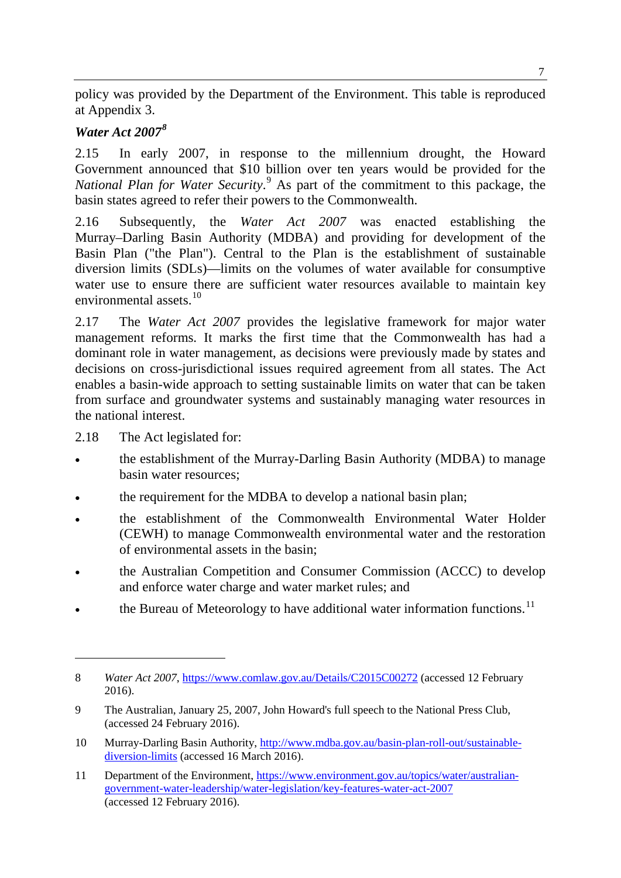policy was provided by the Department of the Environment. This table is reproduced at Appendix 3.

### *Water Act 2007*[8]

2.15 In early 2007, in response to the millennium drought, the Howard Government announced that $10 billion over ten years would be provided for the *National Plan for Water Security*.[9] As part of the commitment to this package, the basin states agreed to refer their powers to the Commonwealth.

2.16 Subsequently, the *Water Act 2007* was enacted establishing the Murray–Darling Basin Authority (MDBA) and providing for development of the Basin Plan ("the Plan"). Central to the Plan is the establishment of sustainable diversion limits (SDLs)—limits on the volumes of water available for consumptive water use to ensure there are sufficient water resources available to maintain key environmental assets.[10]

2.17 The *Water Act 2007* provides the legislative framework for major water management reforms. It marks the first time that the Commonwealth has had a dominant role in water management, as decisions were previously made by states and decisions on cross-jurisdictional issues required agreement from all states. The Act enables a basin-wide approach to setting sustainable limits on water that can be taken from surface and groundwater systems and sustainably managing water resources in the national interest.

2.18 The Act legislated for:

- the establishment of the Murray-Darling Basin Authority (MDBA) to manage basin water resources;
- the requirement for the MDBA to develop a national basin plan;
- the establishment of the Commonwealth Environmental Water Holder (CEWH) to manage Commonwealth environmental water and the restoration of environmental assets in the basin;
- the Australian Competition and Consumer Commission (ACCC) to develop and enforce water charge and water market rules; and
- the Bureau of Meteorology to have additional water information functions.[11]

---

8 *Water Act 2007*, https://www.comlaw.gov.au/Details/C2015C00272 (accessed 12 February 2016).

9 The Australian, January 25, 2007, John Howard's full speech to the National Press Club, (accessed 24 February 2016).

10 Murray-Darling Basin Authority, http://www.mdba.gov.au/basin-plan-roll-out/sustainable-diversion-limits (accessed 16 March 2016).

11 Department of the Environment, https://www.environment.gov.au/topics/water/australian-government-water-leadership/water-legislation/key-features-water-act-2007 (accessed 12 February 2016).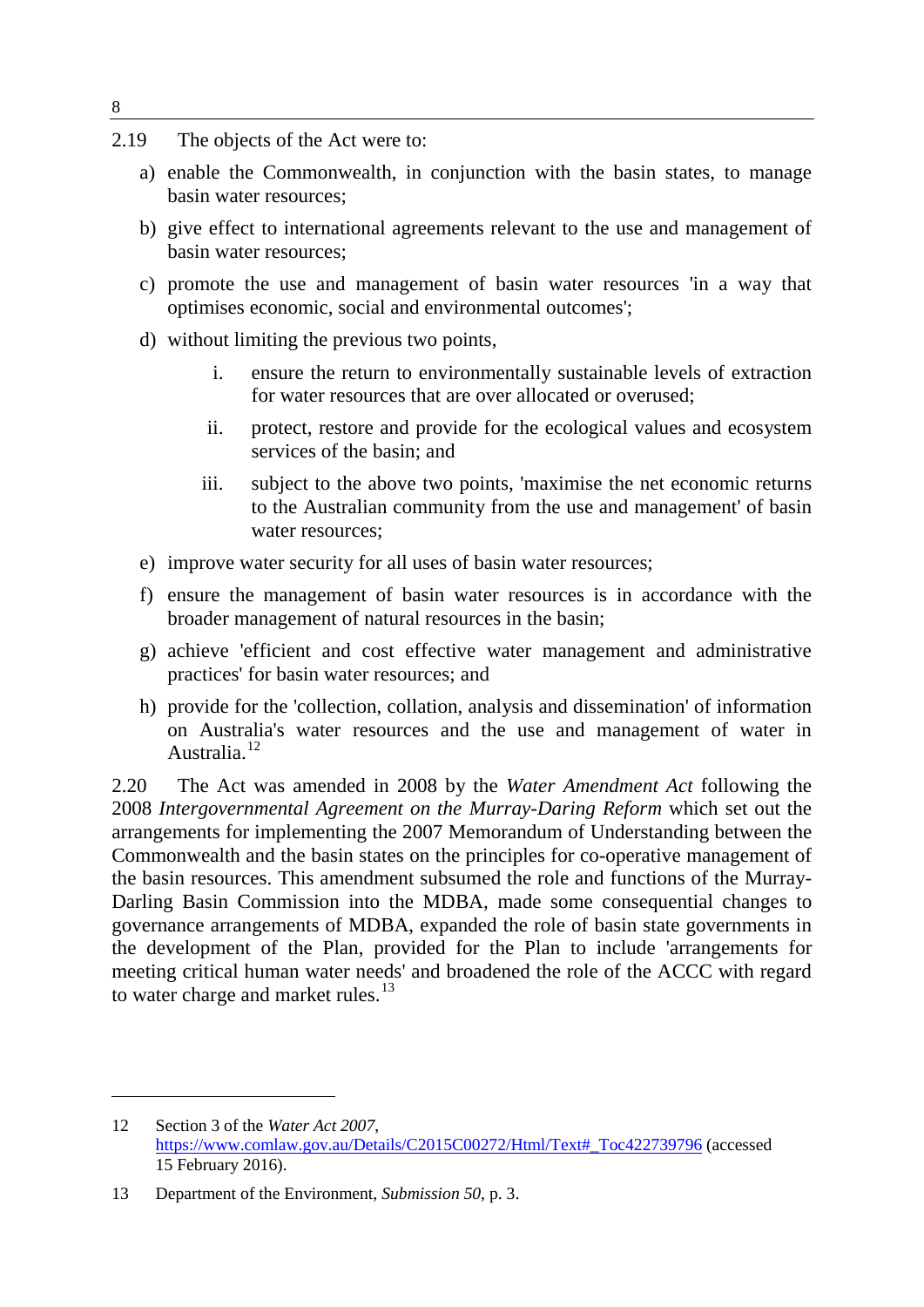2.19 The objects of the Act were to:

a) enable the Commonwealth, in conjunction with the basin states, to manage basin water resources;

b) give effect to international agreements relevant to the use and management of basin water resources;

c) promote the use and management of basin water resources 'in a way that optimises economic, social and environmental outcomes';

d) without limiting the previous two points,

   i. ensure the return to environmentally sustainable levels of extraction for water resources that are over allocated or overused;

   ii. protect, restore and provide for the ecological values and ecosystem services of the basin; and

   iii. subject to the above two points, 'maximise the net economic returns to the Australian community from the use and management' of basin water resources;

e) improve water security for all uses of basin water resources;

f) ensure the management of basin water resources is in accordance with the broader management of natural resources in the basin;

g) achieve 'efficient and cost effective water management and administrative practices' for basin water resources; and

h) provide for the 'collection, collation, analysis and dissemination' of information on Australia's water resources and the use and management of water in Australia.[12]

2.20 The Act was amended in 2008 by the *Water Amendment Act* following the 2008 *Intergovernmental Agreement on the Murray-Daring Reform* which set out the arrangements for implementing the 2007 Memorandum of Understanding between the Commonwealth and the basin states on the principles for co-operative management of the basin resources. This amendment subsumed the role and functions of the Murray-Darling Basin Commission into the MDBA, made some consequential changes to governance arrangements of MDBA, expanded the role of basin state governments in the development of the Plan, provided for the Plan to include 'arrangements for meeting critical human water needs' and broadened the role of the ACCC with regard to water charge and market rules.[13]

---

12 Section 3 of the *Water Act 2007*, https://www.comlaw.gov.au/Details/C2015C00272/Html/Text#_Toc422739796 (accessed 15 February 2016).

13 Department of the Environment, *Submission 50*, p. 3.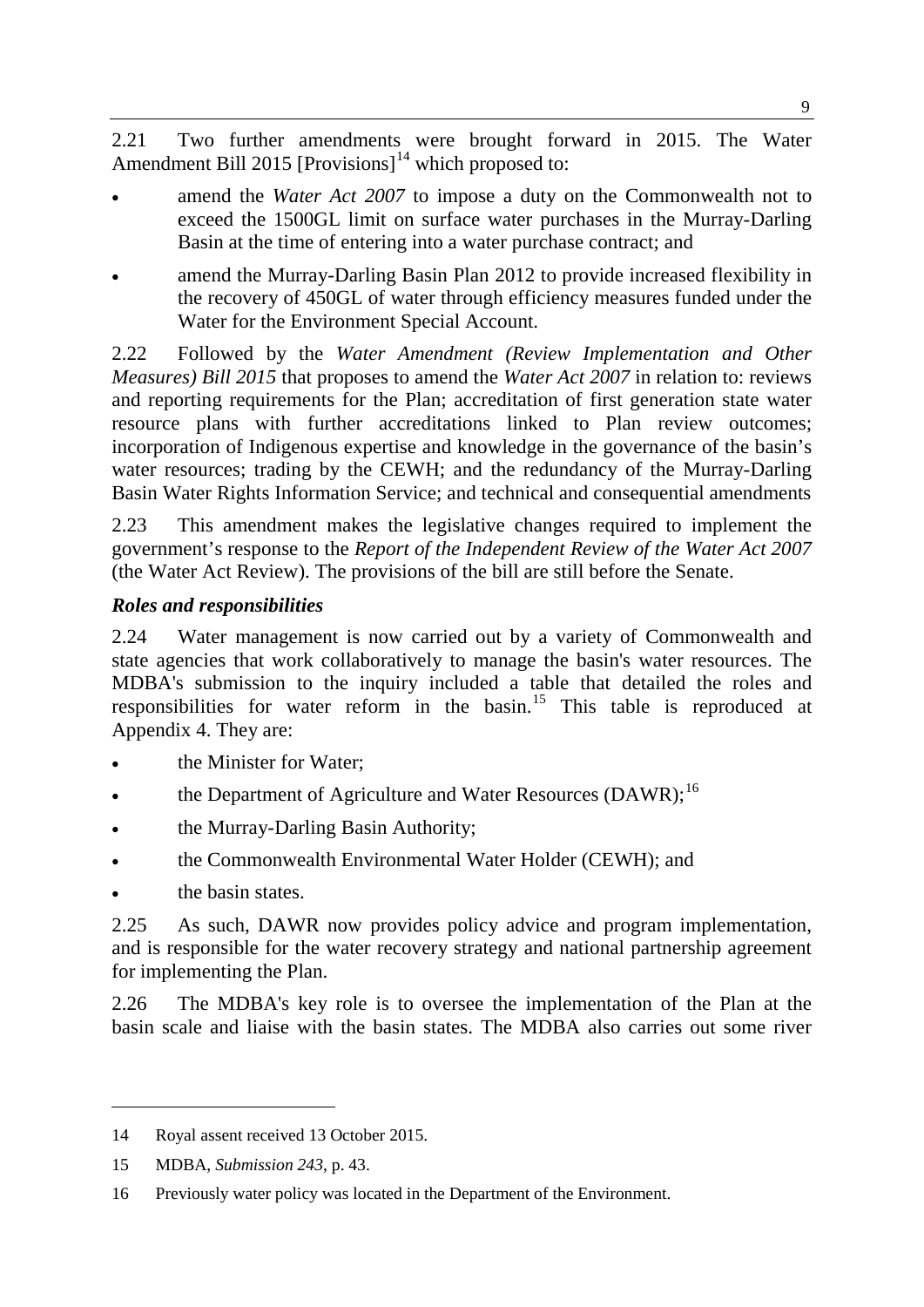2.21 Two further amendments were brought forward in 2015. The Water Amendment Bill 2015 [Provisions][14] which proposed to:

- amend the *Water Act 2007* to impose a duty on the Commonwealth not to exceed the 1500GL limit on surface water purchases in the Murray-Darling Basin at the time of entering into a water purchase contract; and
- amend the Murray-Darling Basin Plan 2012 to provide increased flexibility in the recovery of 450GL of water through efficiency measures funded under the Water for the Environment Special Account.

2.22 Followed by the *Water Amendment (Review Implementation and Other Measures) Bill 2015* that proposes to amend the *Water Act 2007* in relation to: reviews and reporting requirements for the Plan; accreditation of first generation state water resource plans with further accreditations linked to Plan review outcomes; incorporation of Indigenous expertise and knowledge in the governance of the basin's water resources; trading by the CEWH; and the redundancy of the Murray-Darling Basin Water Rights Information Service; and technical and consequential amendments

2.23 This amendment makes the legislative changes required to implement the government's response to the *Report of the Independent Review of the Water Act 2007* (the Water Act Review). The provisions of the bill are still before the Senate.

### *Roles and responsibilities*

2.24 Water management is now carried out by a variety of Commonwealth and state agencies that work collaboratively to manage the basin's water resources. The MDBA's submission to the inquiry included a table that detailed the roles and responsibilities for water reform in the basin.[15] This table is reproduced at Appendix 4. They are:

- the Minister for Water;
- the Department of Agriculture and Water Resources (DAWR);[16]
- the Murray-Darling Basin Authority;
- the Commonwealth Environmental Water Holder (CEWH); and
- the basin states.

2.25 As such, DAWR now provides policy advice and program implementation, and is responsible for the water recovery strategy and national partnership agreement for implementing the Plan.

2.26 The MDBA's key role is to oversee the implementation of the Plan at the basin scale and liaise with the basin states. The MDBA also carries out some river

---

14 Royal assent received 13 October 2015.

15 MDBA, *Submission 243*, p. 43.

16 Previously water policy was located in the Department of the Environment.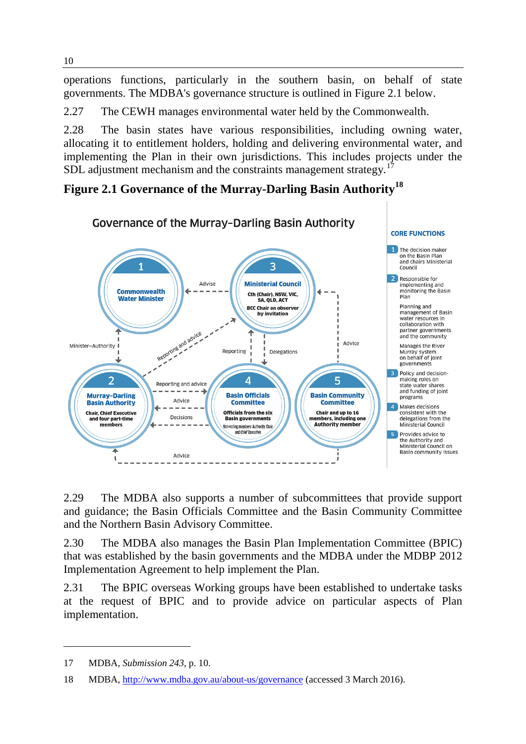operations functions, particularly in the southern basin, on behalf of state governments. The MDBA's governance structure is outlined in Figure 2.1 below.

2.27 The CEWH manages environmental water held by the Commonwealth.

2.28 The basin states have various responsibilities, including owning water, allocating it to entitlement holders, holding and delivering environmental water, and implementing the Plan in their own jurisdictions. This includes projects under the SDL adjustment mechanism and the constraints management strategy.[17]

## Figure 2.1 Governance of the Murray-Darling Basin Authority[18]

Governance of the Murray-Darling Basin Authority

1 Commonwealth Water Minister

2 Murray-Darling Basin Authority — Chair, Chief Executive and four part-time members

3 Ministerial Council — Cth (Chair), NSW, VIC, SA, QLD, ACT; BCC Chair an observer by invitation

4 Basin Officials Committee — Officials from the six Basin governments; Non-voting members: Authority Chair and Chief Executive

5 Basin Community Committee — Chair and up to 16 members, including one Authority member

Minister–Authority; Advise; Reporting and advice; Reporting; Delegations; Advice; Decisions

**CORE FUNCTIONS**

1. The decision maker on the Basin Plan and chairs Ministerial Council
2. Responsible for implementing and monitoring the Basin Plan
   Planning and management of Basin water resources in collaboration with partner governments and the community
   Manages the River Murray system on behalf of joint governments
3. Policy and decision-making roles on state water shares and funding of joint programs
4. Makes decisions consistent with the delegations from the Ministerial Council
5. Provides advice to the Authority and Ministerial Council on Basin community issues

2.29 The MDBA also supports a number of subcommittees that provide support and guidance; the Basin Officials Committee and the Basin Community Committee and the Northern Basin Advisory Committee.

2.30 The MDBA also manages the Basin Plan Implementation Committee (BPIC) that was established by the basin governments and the MDBA under the MDBP 2012 Implementation Agreement to help implement the Plan.

2.31 The BPIC overseas Working groups have been established to undertake tasks at the request of BPIC and to provide advice on particular aspects of Plan implementation.

---

17 MDBA, *Submission 243*, p. 10.

18 MDBA, http://www.mdba.gov.au/about-us/governance (accessed 3 March 2016).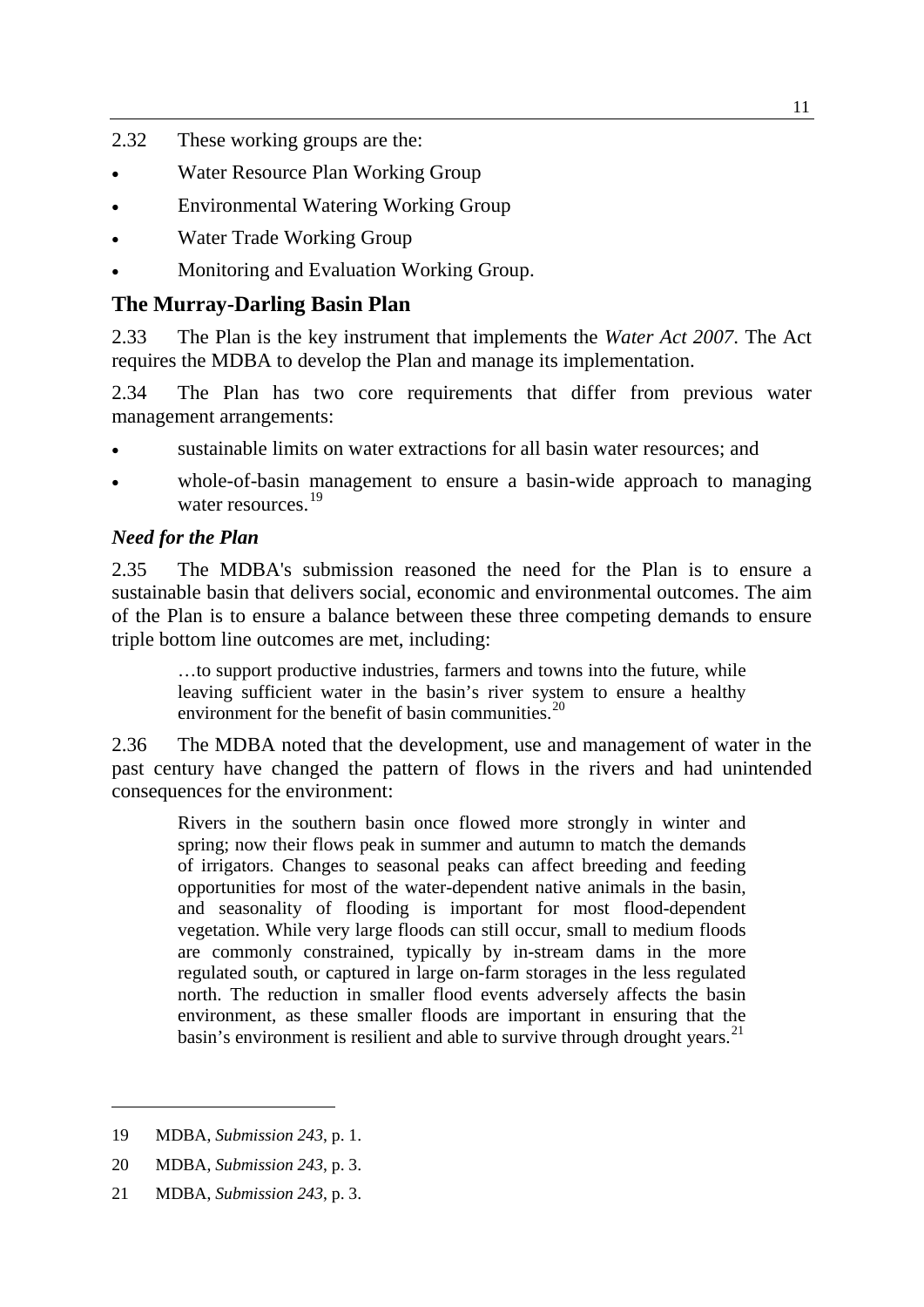2.32 These working groups are the:

- Water Resource Plan Working Group
- Environmental Watering Working Group
- Water Trade Working Group
- Monitoring and Evaluation Working Group.

## The Murray-Darling Basin Plan

2.33 The Plan is the key instrument that implements the *Water Act 2007*. The Act requires the MDBA to develop the Plan and manage its implementation.

2.34 The Plan has two core requirements that differ from previous water management arrangements:

- sustainable limits on water extractions for all basin water resources; and
- whole-of-basin management to ensure a basin-wide approach to managing water resources.[19]

### *Need for the Plan*

2.35 The MDBA's submission reasoned the need for the Plan is to ensure a sustainable basin that delivers social, economic and environmental outcomes. The aim of the Plan is to ensure a balance between these three competing demands to ensure triple bottom line outcomes are met, including:

> …to support productive industries, farmers and towns into the future, while leaving sufficient water in the basin's river system to ensure a healthy environment for the benefit of basin communities.[20]

2.36 The MDBA noted that the development, use and management of water in the past century have changed the pattern of flows in the rivers and had unintended consequences for the environment:

> Rivers in the southern basin once flowed more strongly in winter and spring; now their flows peak in summer and autumn to match the demands of irrigators. Changes to seasonal peaks can affect breeding and feeding opportunities for most of the water-dependent native animals in the basin, and seasonality of flooding is important for most flood-dependent vegetation. While very large floods can still occur, small to medium floods are commonly constrained, typically by in-stream dams in the more regulated south, or captured in large on-farm storages in the less regulated north. The reduction in smaller flood events adversely affects the basin environment, as these smaller floods are important in ensuring that the basin's environment is resilient and able to survive through drought years.[21]

---

19 MDBA, *Submission 243*, p. 1.

20 MDBA, *Submission 243*, p. 3.

21 MDBA, *Submission 243*, p. 3.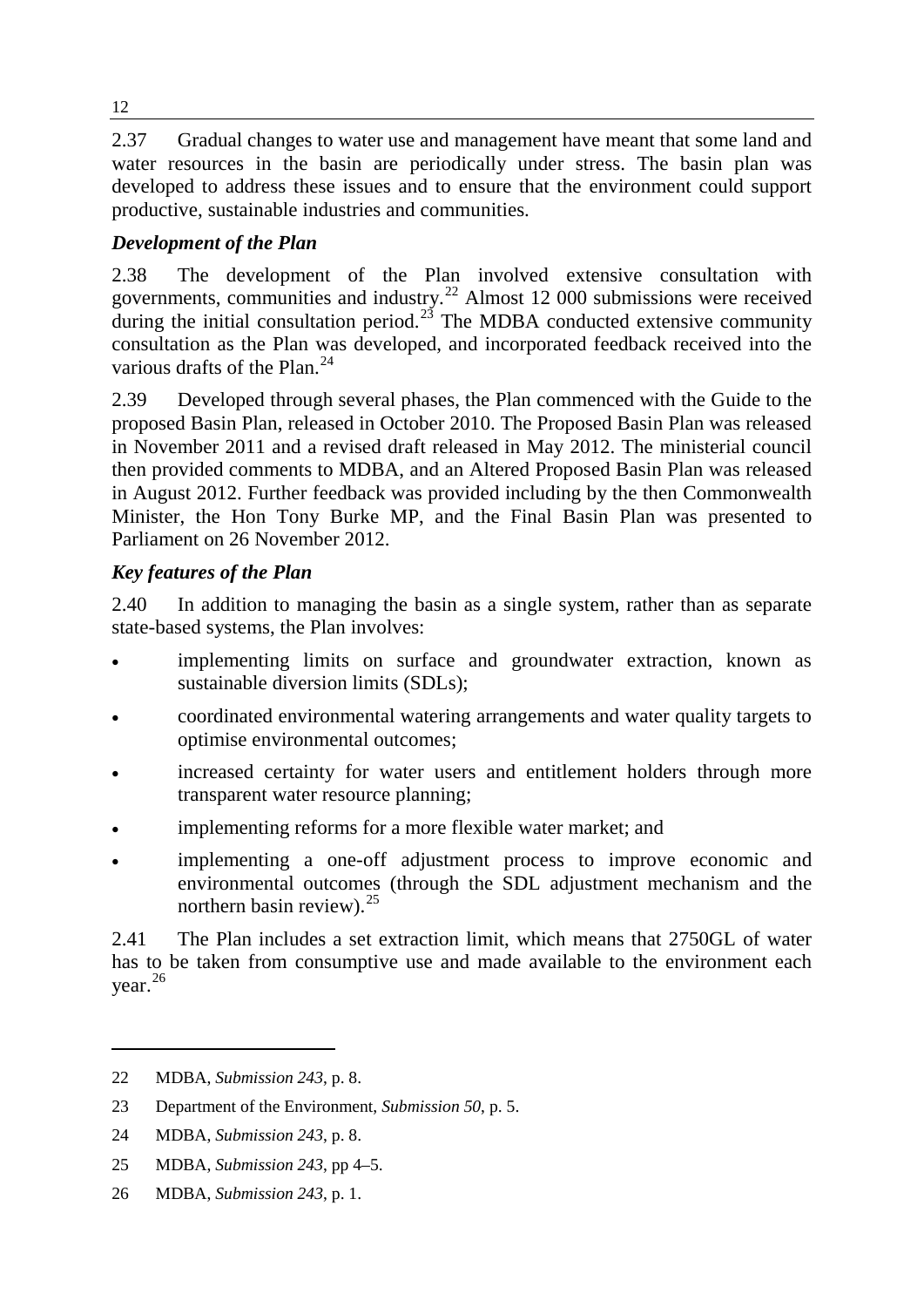2.37 Gradual changes to water use and management have meant that some land and water resources in the basin are periodically under stress. The basin plan was developed to address these issues and to ensure that the environment could support productive, sustainable industries and communities.

### *Development of the Plan*

2.38 The development of the Plan involved extensive consultation with governments, communities and industry.[22] Almost 12 000 submissions were received during the initial consultation period.[23] The MDBA conducted extensive community consultation as the Plan was developed, and incorporated feedback received into the various drafts of the Plan.[24]

2.39 Developed through several phases, the Plan commenced with the Guide to the proposed Basin Plan, released in October 2010. The Proposed Basin Plan was released in November 2011 and a revised draft released in May 2012. The ministerial council then provided comments to MDBA, and an Altered Proposed Basin Plan was released in August 2012. Further feedback was provided including by the then Commonwealth Minister, the Hon Tony Burke MP, and the Final Basin Plan was presented to Parliament on 26 November 2012.

### *Key features of the Plan*

2.40 In addition to managing the basin as a single system, rather than as separate state-based systems, the Plan involves:

- implementing limits on surface and groundwater extraction, known as sustainable diversion limits (SDLs);
- coordinated environmental watering arrangements and water quality targets to optimise environmental outcomes;
- increased certainty for water users and entitlement holders through more transparent water resource planning;
- implementing reforms for a more flexible water market; and
- implementing a one-off adjustment process to improve economic and environmental outcomes (through the SDL adjustment mechanism and the northern basin review).[25]

2.41 The Plan includes a set extraction limit, which means that 2750GL of water has to be taken from consumptive use and made available to the environment each year.[26]

---

22 MDBA, *Submission 243*, p. 8.

23 Department of the Environment, *Submission 50*, p. 5.

24 MDBA, *Submission 243*, p. 8.

25 MDBA, *Submission 243*, pp 4–5.

26 MDBA, *Submission 243*, p. 1.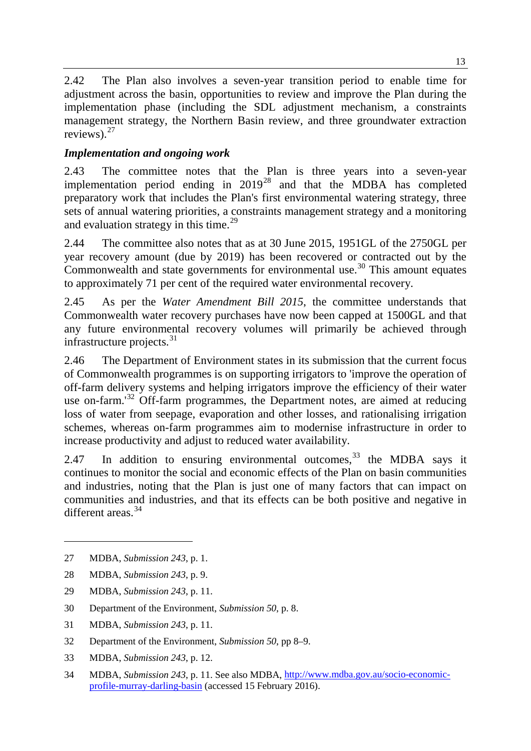2.42 The Plan also involves a seven-year transition period to enable time for adjustment across the basin, opportunities to review and improve the Plan during the implementation phase (including the SDL adjustment mechanism, a constraints management strategy, the Northern Basin review, and three groundwater extraction reviews).[27]

### *Implementation and ongoing work*

2.43 The committee notes that the Plan is three years into a seven-year implementation period ending in 2019[28] and that the MDBA has completed preparatory work that includes the Plan's first environmental watering strategy, three sets of annual watering priorities, a constraints management strategy and a monitoring and evaluation strategy in this time.[29]

2.44 The committee also notes that as at 30 June 2015, 1951GL of the 2750GL per year recovery amount (due by 2019) has been recovered or contracted out by the Commonwealth and state governments for environmental use.[30] This amount equates to approximately 71 per cent of the required water environmental recovery.

2.45 As per the *Water Amendment Bill 2015*, the committee understands that Commonwealth water recovery purchases have now been capped at 1500GL and that any future environmental recovery volumes will primarily be achieved through infrastructure projects.[31]

2.46 The Department of Environment states in its submission that the current focus of Commonwealth programmes is on supporting irrigators to 'improve the operation of off-farm delivery systems and helping irrigators improve the efficiency of their water use on-farm.'[32] Off-farm programmes, the Department notes, are aimed at reducing loss of water from seepage, evaporation and other losses, and rationalising irrigation schemes, whereas on-farm programmes aim to modernise infrastructure in order to increase productivity and adjust to reduced water availability.

2.47 In addition to ensuring environmental outcomes,[33] the MDBA says it continues to monitor the social and economic effects of the Plan on basin communities and industries, noting that the Plan is just one of many factors that can impact on communities and industries, and that its effects can be both positive and negative in different areas.[34]

---

27 MDBA, *Submission 243*, p. 1.

28 MDBA, *Submission 243*, p. 9.

29 MDBA, *Submission 243*, p. 11.

30 Department of the Environment, *Submission 50*, p. 8.

31 MDBA, *Submission 243*, p. 11.

32 Department of the Environment, *Submission 50*, pp 8–9.

33 MDBA, *Submission 243*, p. 12.

34 MDBA, *Submission 243*, p. 11. See also MDBA, http://www.mdba.gov.au/socio-economic-profile-murray-darling-basin (accessed 15 February 2016).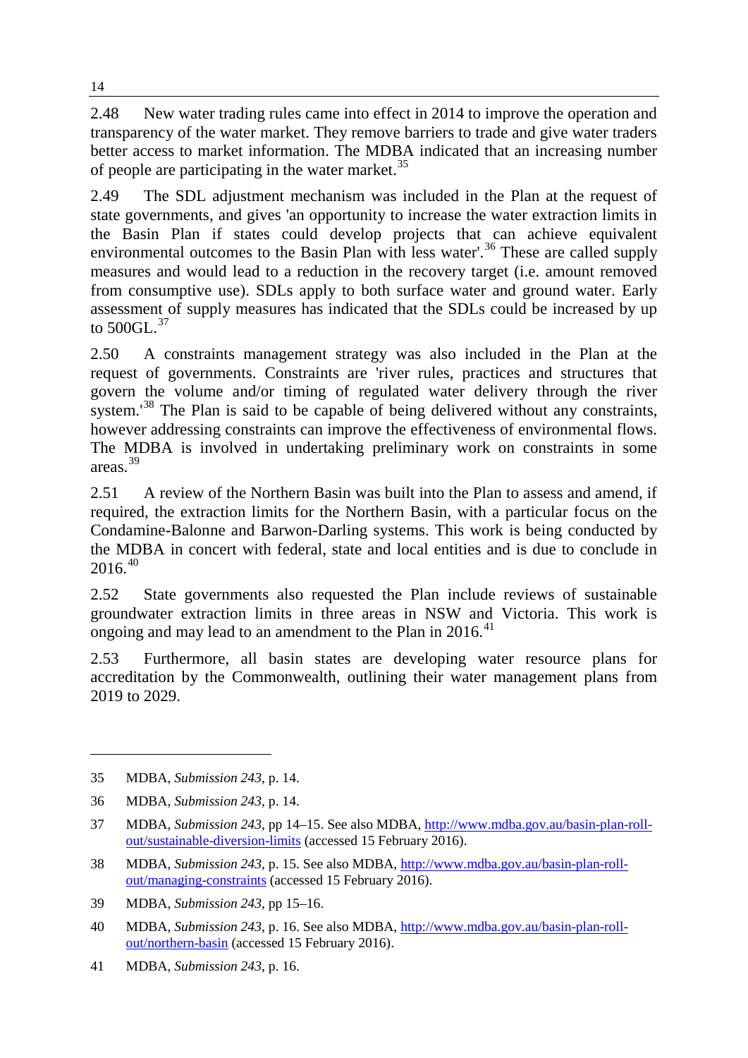2.48 New water trading rules came into effect in 2014 to improve the operation and transparency of the water market. They remove barriers to trade and give water traders better access to market information. The MDBA indicated that an increasing number of people are participating in the water market.[35]

2.49 The SDL adjustment mechanism was included in the Plan at the request of state governments, and gives 'an opportunity to increase the water extraction limits in the Basin Plan if states could develop projects that can achieve equivalent environmental outcomes to the Basin Plan with less water'.[36] These are called supply measures and would lead to a reduction in the recovery target (i.e. amount removed from consumptive use). SDLs apply to both surface water and ground water. Early assessment of supply measures has indicated that the SDLs could be increased by up to 500GL.[37]

2.50 A constraints management strategy was also included in the Plan at the request of governments. Constraints are 'river rules, practices and structures that govern the volume and/or timing of regulated water delivery through the river system.'[38] The Plan is said to be capable of being delivered without any constraints, however addressing constraints can improve the effectiveness of environmental flows. The MDBA is involved in undertaking preliminary work on constraints in some areas.[39]

2.51 A review of the Northern Basin was built into the Plan to assess and amend, if required, the extraction limits for the Northern Basin, with a particular focus on the Condamine-Balonne and Barwon-Darling systems. This work is being conducted by the MDBA in concert with federal, state and local entities and is due to conclude in 2016.[40]

2.52 State governments also requested the Plan include reviews of sustainable groundwater extraction limits in three areas in NSW and Victoria. This work is ongoing and may lead to an amendment to the Plan in 2016.[41]

2.53 Furthermore, all basin states are developing water resource plans for accreditation by the Commonwealth, outlining their water management plans from 2019 to 2029.

---

35 MDBA, *Submission 243*, p. 14.

36 MDBA, *Submission 243*, p. 14.

37 MDBA, *Submission 243*, pp 14–15. See also MDBA, http://www.mdba.gov.au/basin-plan-roll-out/sustainable-diversion-limits (accessed 15 February 2016).

38 MDBA, *Submission 243*, p. 15. See also MDBA, http://www.mdba.gov.au/basin-plan-roll-out/managing-constraints (accessed 15 February 2016).

39 MDBA, *Submission 243*, pp 15–16.

40 MDBA, *Submission 243*, p. 16. See also MDBA, http://www.mdba.gov.au/basin-plan-roll-out/northern-basin (accessed 15 February 2016).

41 MDBA, *Submission 243*, p. 16.